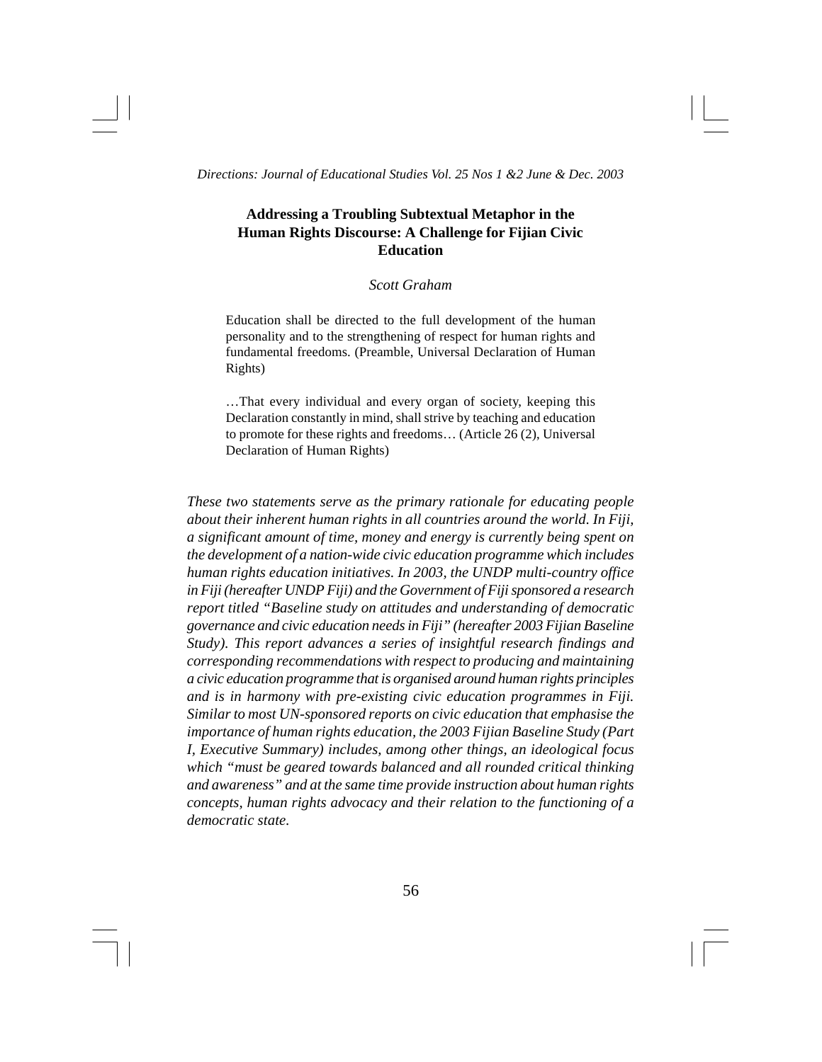# Addressing a Troubling Subtextual Metaphor in the Human Rights Discourse: A Challenge for Fijian Civic Education

*Scott Graham*

> Education shall be directed to the full development of the human personality and to the strengthening of respect for human rights and fundamental freedoms. (Preamble, Universal Declaration of Human Rights)
>
> …That every individual and every organ of society, keeping this Declaration constantly in mind, shall strive by teaching and education to promote for these rights and freedoms… (Article 26 (2), Universal Declaration of Human Rights)

*These two statements serve as the primary rationale for educating people about their inherent human rights in all countries around the world. In Fiji, a significant amount of time, money and energy is currently being spent on the development of a nation-wide civic education programme which includes human rights education initiatives. In 2003, the UNDP multi-country office in Fiji (hereafter UNDP Fiji) and the Government of Fiji sponsored a research report titled "Baseline study on attitudes and understanding of democratic governance and civic education needs in Fiji" (hereafter 2003 Fijian Baseline Study). This report advances a series of insightful research findings and corresponding recommendations with respect to producing and maintaining a civic education programme that is organised around human rights principles and is in harmony with pre-existing civic education programmes in Fiji. Similar to most UN-sponsored reports on civic education that emphasise the importance of human rights education, the 2003 Fijian Baseline Study (Part I, Executive Summary) includes, among other things, an ideological focus which "must be geared towards balanced and all rounded critical thinking and awareness" and at the same time provide instruction about human rights concepts, human rights advocacy and their relation to the functioning of a democratic state.*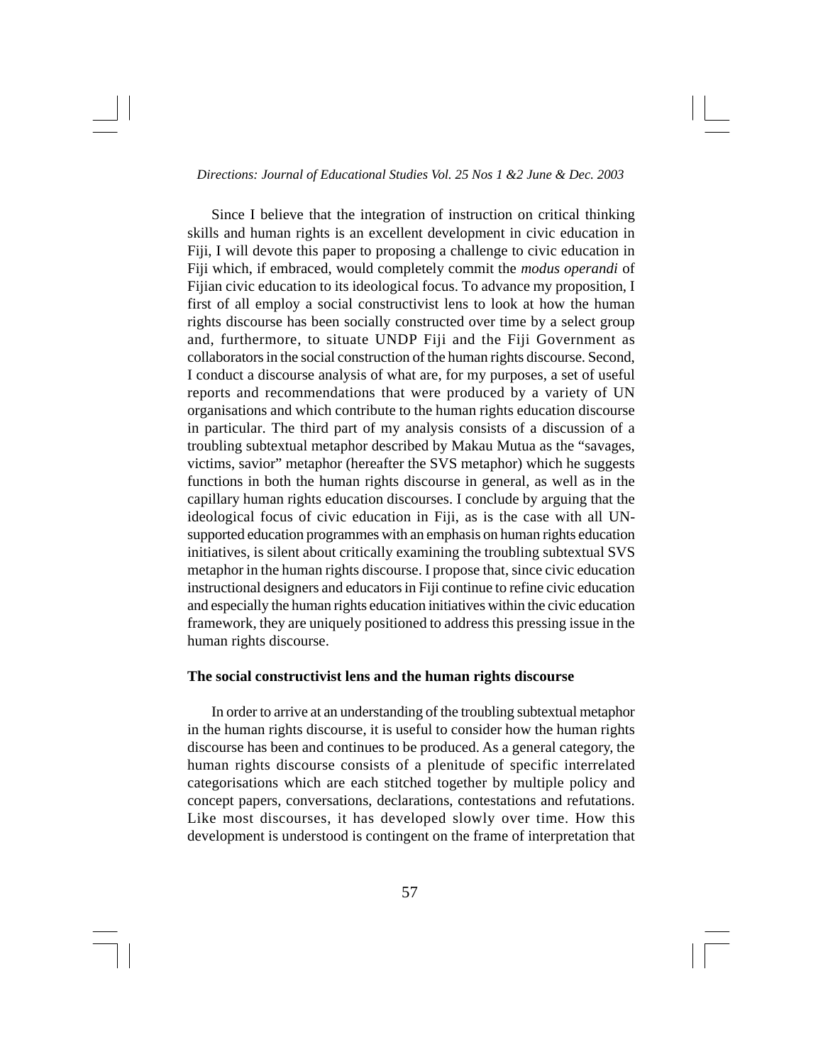Since I believe that the integration of instruction on critical thinking skills and human rights is an excellent development in civic education in Fiji, I will devote this paper to proposing a challenge to civic education in Fiji which, if embraced, would completely commit the *modus operandi* of Fijian civic education to its ideological focus. To advance my proposition, I first of all employ a social constructivist lens to look at how the human rights discourse has been socially constructed over time by a select group and, furthermore, to situate UNDP Fiji and the Fiji Government as collaborators in the social construction of the human rights discourse. Second, I conduct a discourse analysis of what are, for my purposes, a set of useful reports and recommendations that were produced by a variety of UN organisations and which contribute to the human rights education discourse in particular. The third part of my analysis consists of a discussion of a troubling subtextual metaphor described by Makau Mutua as the "savages, victims, savior" metaphor (hereafter the SVS metaphor) which he suggests functions in both the human rights discourse in general, as well as in the capillary human rights education discourses. I conclude by arguing that the ideological focus of civic education in Fiji, as is the case with all UN-supported education programmes with an emphasis on human rights education initiatives, is silent about critically examining the troubling subtextual SVS metaphor in the human rights discourse. I propose that, since civic education instructional designers and educators in Fiji continue to refine civic education and especially the human rights education initiatives within the civic education framework, they are uniquely positioned to address this pressing issue in the human rights discourse.

## The social constructivist lens and the human rights discourse

In order to arrive at an understanding of the troubling subtextual metaphor in the human rights discourse, it is useful to consider how the human rights discourse has been and continues to be produced. As a general category, the human rights discourse consists of a plenitude of specific interrelated categorisations which are each stitched together by multiple policy and concept papers, conversations, declarations, contestations and refutations. Like most discourses, it has developed slowly over time. How this development is understood is contingent on the frame of interpretation that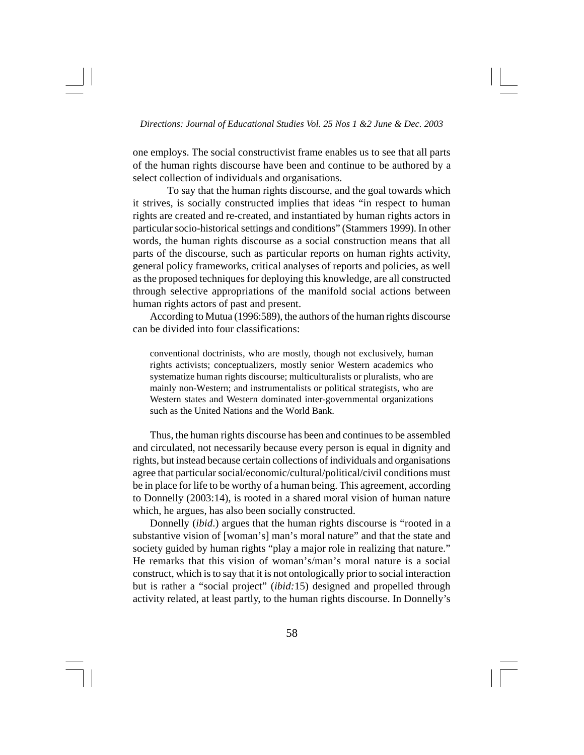one employs. The social constructivist frame enables us to see that all parts of the human rights discourse have been and continue to be authored by a select collection of individuals and organisations.

To say that the human rights discourse, and the goal towards which it strives, is socially constructed implies that ideas "in respect to human rights are created and re-created, and instantiated by human rights actors in particular socio-historical settings and conditions" (Stammers 1999). In other words, the human rights discourse as a social construction means that all parts of the discourse, such as particular reports on human rights activity, general policy frameworks, critical analyses of reports and policies, as well as the proposed techniques for deploying this knowledge, are all constructed through selective appropriations of the manifold social actions between human rights actors of past and present.

According to Mutua (1996:589), the authors of the human rights discourse can be divided into four classifications:

> conventional doctrinists, who are mostly, though not exclusively, human rights activists; conceptualizers, mostly senior Western academics who systematize human rights discourse; multiculturalists or pluralists, who are mainly non-Western; and instrumentalists or political strategists, who are Western states and Western dominated inter-governmental organizations such as the United Nations and the World Bank.

Thus, the human rights discourse has been and continues to be assembled and circulated, not necessarily because every person is equal in dignity and rights, but instead because certain collections of individuals and organisations agree that particular social/economic/cultural/political/civil conditions must be in place for life to be worthy of a human being. This agreement, according to Donnelly (2003:14), is rooted in a shared moral vision of human nature which, he argues, has also been socially constructed.

Donnelly (*ibid*.) argues that the human rights discourse is "rooted in a substantive vision of [woman's] man's moral nature" and that the state and society guided by human rights "play a major role in realizing that nature." He remarks that this vision of woman's/man's moral nature is a social construct, which is to say that it is not ontologically prior to social interaction but is rather a "social project" (*ibid:*15) designed and propelled through activity related, at least partly, to the human rights discourse. In Donnelly's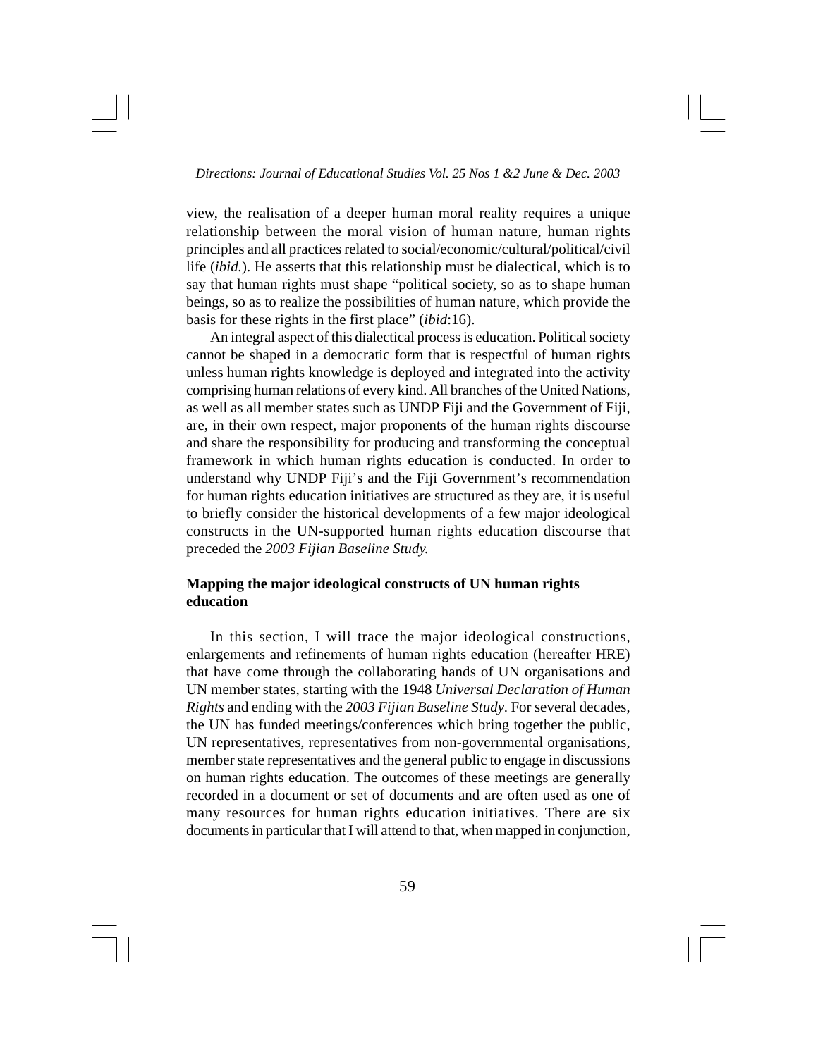view, the realisation of a deeper human moral reality requires a unique relationship between the moral vision of human nature, human rights principles and all practices related to social/economic/cultural/political/civil life (*ibid.*). He asserts that this relationship must be dialectical, which is to say that human rights must shape "political society, so as to shape human beings, so as to realize the possibilities of human nature, which provide the basis for these rights in the first place" (*ibid*:16).

An integral aspect of this dialectical process is education. Political society cannot be shaped in a democratic form that is respectful of human rights unless human rights knowledge is deployed and integrated into the activity comprising human relations of every kind. All branches of the United Nations, as well as all member states such as UNDP Fiji and the Government of Fiji, are, in their own respect, major proponents of the human rights discourse and share the responsibility for producing and transforming the conceptual framework in which human rights education is conducted. In order to understand why UNDP Fiji's and the Fiji Government's recommendation for human rights education initiatives are structured as they are, it is useful to briefly consider the historical developments of a few major ideological constructs in the UN-supported human rights education discourse that preceded the *2003 Fijian Baseline Study.*

## Mapping the major ideological constructs of UN human rights education

In this section, I will trace the major ideological constructions, enlargements and refinements of human rights education (hereafter HRE) that have come through the collaborating hands of UN organisations and UN member states, starting with the 1948 *Universal Declaration of Human Rights* and ending with the *2003 Fijian Baseline Study*. For several decades, the UN has funded meetings/conferences which bring together the public, UN representatives, representatives from non-governmental organisations, member state representatives and the general public to engage in discussions on human rights education. The outcomes of these meetings are generally recorded in a document or set of documents and are often used as one of many resources for human rights education initiatives. There are six documents in particular that I will attend to that, when mapped in conjunction,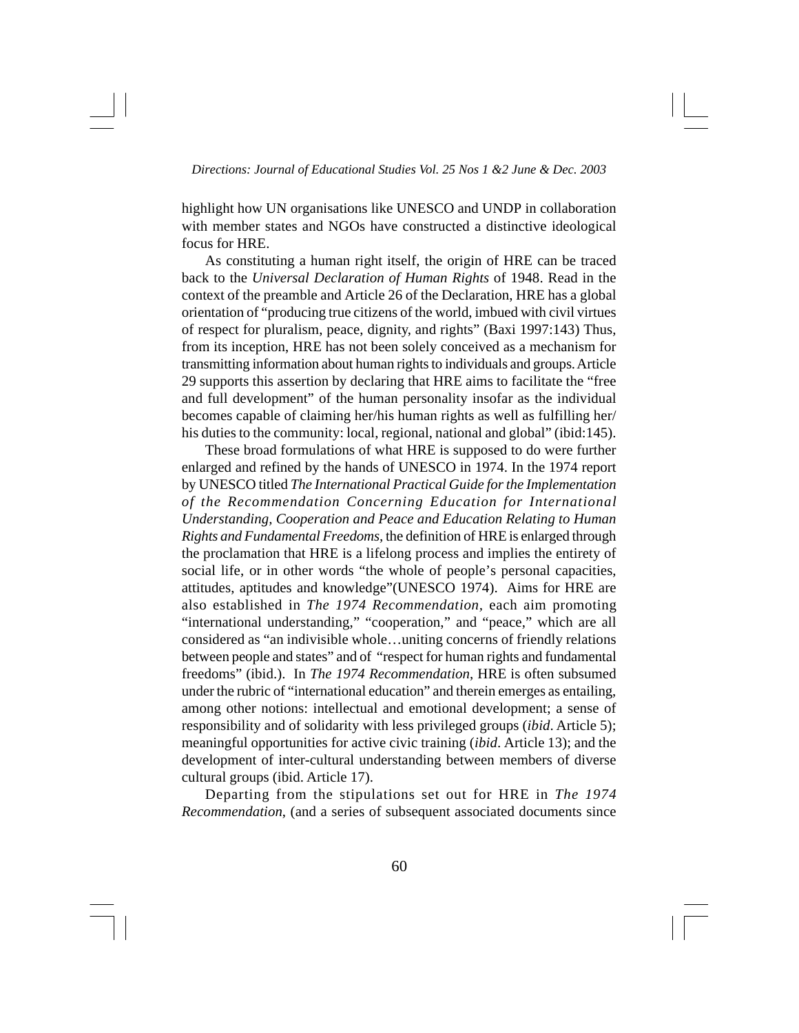highlight how UN organisations like UNESCO and UNDP in collaboration with member states and NGOs have constructed a distinctive ideological focus for HRE.

As constituting a human right itself, the origin of HRE can be traced back to the *Universal Declaration of Human Rights* of 1948. Read in the context of the preamble and Article 26 of the Declaration, HRE has a global orientation of "producing true citizens of the world, imbued with civil virtues of respect for pluralism, peace, dignity, and rights" (Baxi 1997:143) Thus, from its inception, HRE has not been solely conceived as a mechanism for transmitting information about human rights to individuals and groups. Article 29 supports this assertion by declaring that HRE aims to facilitate the "free and full development" of the human personality insofar as the individual becomes capable of claiming her/his human rights as well as fulfilling her/his duties to the community: local, regional, national and global" (ibid:145).

These broad formulations of what HRE is supposed to do were further enlarged and refined by the hands of UNESCO in 1974. In the 1974 report by UNESCO titled *The International Practical Guide for the Implementation of the Recommendation Concerning Education for International Understanding, Cooperation and Peace and Education Relating to Human Rights and Fundamental Freedoms*, the definition of HRE is enlarged through the proclamation that HRE is a lifelong process and implies the entirety of social life, or in other words "the whole of people's personal capacities, attitudes, aptitudes and knowledge"(UNESCO 1974). Aims for HRE are also established in *The 1974 Recommendation*, each aim promoting "international understanding," "cooperation," and "peace," which are all considered as "an indivisible whole…uniting concerns of friendly relations between people and states" and of "respect for human rights and fundamental freedoms" (ibid.). In *The 1974 Recommendation*, HRE is often subsumed under the rubric of "international education" and therein emerges as entailing, among other notions: intellectual and emotional development; a sense of responsibility and of solidarity with less privileged groups (*ibid*. Article 5); meaningful opportunities for active civic training (*ibid*. Article 13); and the development of inter-cultural understanding between members of diverse cultural groups (ibid. Article 17).

Departing from the stipulations set out for HRE in *The 1974 Recommendation*, (and a series of subsequent associated documents since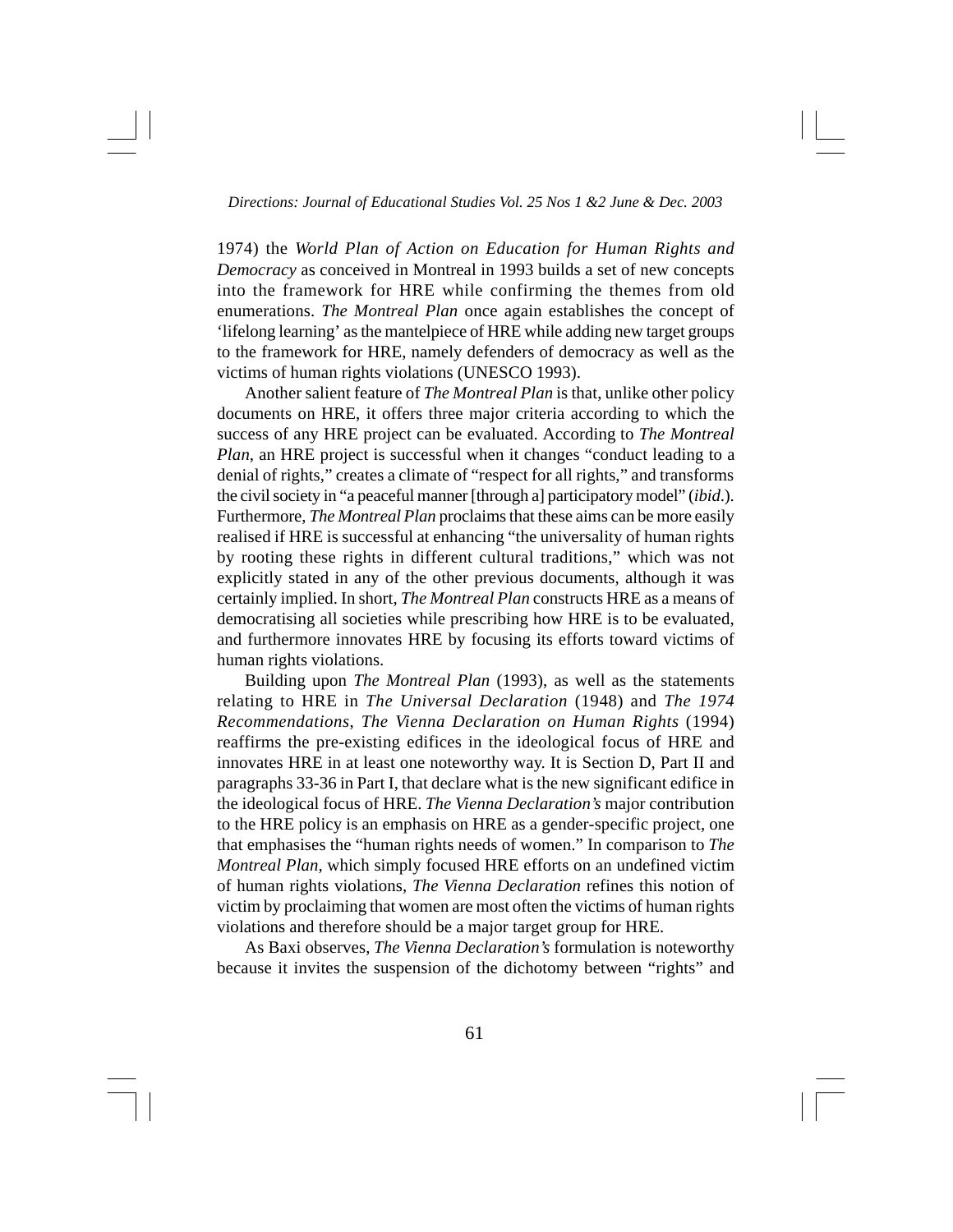1974) the *World Plan of Action on Education for Human Rights and Democracy* as conceived in Montreal in 1993 builds a set of new concepts into the framework for HRE while confirming the themes from old enumerations. *The Montreal Plan* once again establishes the concept of 'lifelong learning' as the mantelpiece of HRE while adding new target groups to the framework for HRE, namely defenders of democracy as well as the victims of human rights violations (UNESCO 1993).

Another salient feature of *The Montreal Plan* is that, unlike other policy documents on HRE, it offers three major criteria according to which the success of any HRE project can be evaluated. According to *The Montreal Plan*, an HRE project is successful when it changes "conduct leading to a denial of rights," creates a climate of "respect for all rights," and transforms the civil society in "a peaceful manner [through a] participatory model" (*ibid*.). Furthermore, *The Montreal Plan* proclaims that these aims can be more easily realised if HRE is successful at enhancing "the universality of human rights by rooting these rights in different cultural traditions," which was not explicitly stated in any of the other previous documents, although it was certainly implied. In short, *The Montreal Plan* constructs HRE as a means of democratising all societies while prescribing how HRE is to be evaluated, and furthermore innovates HRE by focusing its efforts toward victims of human rights violations.

Building upon *The Montreal Plan* (1993), as well as the statements relating to HRE in *The Universal Declaration* (1948) and *The 1974 Recommendations*, *The Vienna Declaration on Human Rights* (1994) reaffirms the pre-existing edifices in the ideological focus of HRE and innovates HRE in at least one noteworthy way. It is Section D, Part II and paragraphs 33-36 in Part I, that declare what is the new significant edifice in the ideological focus of HRE. *The Vienna Declaration's* major contribution to the HRE policy is an emphasis on HRE as a gender-specific project, one that emphasises the "human rights needs of women." In comparison to *The Montreal Plan*, which simply focused HRE efforts on an undefined victim of human rights violations, *The Vienna Declaration* refines this notion of victim by proclaiming that women are most often the victims of human rights violations and therefore should be a major target group for HRE.

As Baxi observes, *The Vienna Declaration's* formulation is noteworthy because it invites the suspension of the dichotomy between "rights" and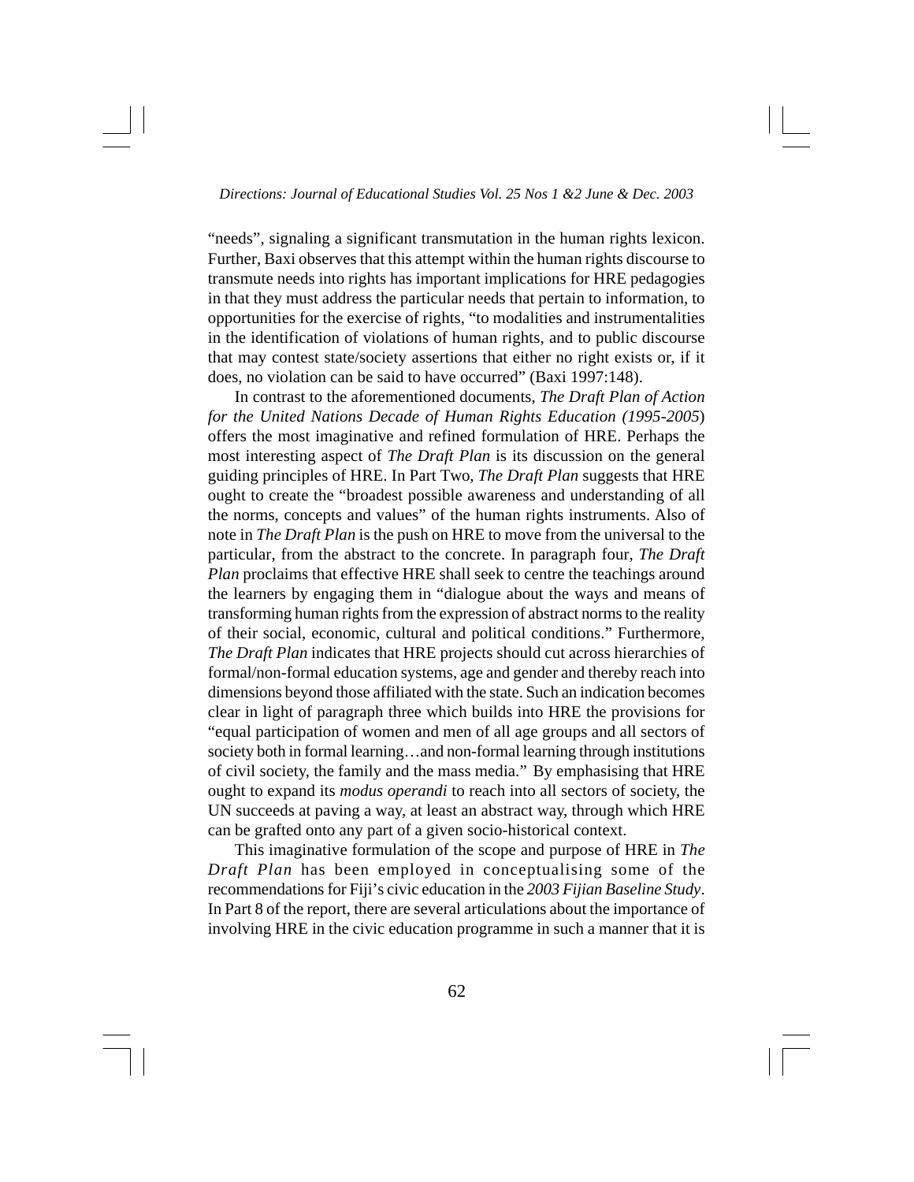"needs", signaling a significant transmutation in the human rights lexicon. Further, Baxi observes that this attempt within the human rights discourse to transmute needs into rights has important implications for HRE pedagogies in that they must address the particular needs that pertain to information, to opportunities for the exercise of rights, "to modalities and instrumentalities in the identification of violations of human rights, and to public discourse that may contest state/society assertions that either no right exists or, if it does, no violation can be said to have occurred" (Baxi 1997:148).

In contrast to the aforementioned documents, *The Draft Plan of Action for the United Nations Decade of Human Rights Education (1995-2005*) offers the most imaginative and refined formulation of HRE. Perhaps the most interesting aspect of *The Draft Plan* is its discussion on the general guiding principles of HRE. In Part Two, *The Draft Plan* suggests that HRE ought to create the "broadest possible awareness and understanding of all the norms, concepts and values" of the human rights instruments. Also of note in *The Draft Plan* is the push on HRE to move from the universal to the particular, from the abstract to the concrete. In paragraph four, *The Draft Plan* proclaims that effective HRE shall seek to centre the teachings around the learners by engaging them in "dialogue about the ways and means of transforming human rights from the expression of abstract norms to the reality of their social, economic, cultural and political conditions." Furthermore, *The Draft Plan* indicates that HRE projects should cut across hierarchies of formal/non-formal education systems, age and gender and thereby reach into dimensions beyond those affiliated with the state. Such an indication becomes clear in light of paragraph three which builds into HRE the provisions for "equal participation of women and men of all age groups and all sectors of society both in formal learning…and non-formal learning through institutions of civil society, the family and the mass media." By emphasising that HRE ought to expand its *modus operandi* to reach into all sectors of society, the UN succeeds at paving a way, at least an abstract way, through which HRE can be grafted onto any part of a given socio-historical context.

This imaginative formulation of the scope and purpose of HRE in *The Draft Plan* has been employed in conceptualising some of the recommendations for Fiji's civic education in the *2003 Fijian Baseline Study*. In Part 8 of the report, there are several articulations about the importance of involving HRE in the civic education programme in such a manner that it is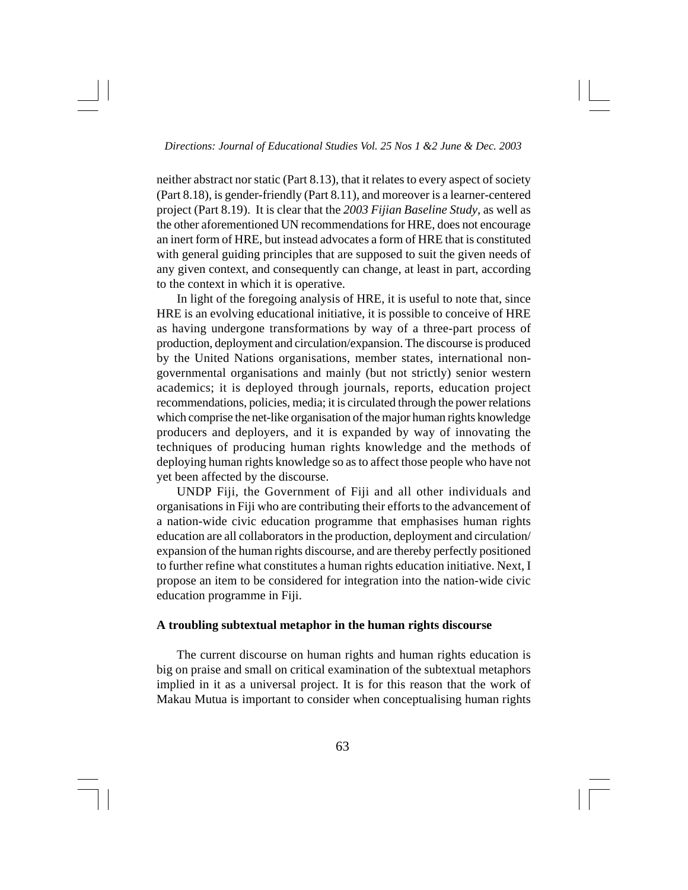neither abstract nor static (Part 8.13), that it relates to every aspect of society (Part 8.18), is gender-friendly (Part 8.11), and moreover is a learner-centered project (Part 8.19). It is clear that the *2003 Fijian Baseline Study*, as well as the other aforementioned UN recommendations for HRE, does not encourage an inert form of HRE, but instead advocates a form of HRE that is constituted with general guiding principles that are supposed to suit the given needs of any given context, and consequently can change, at least in part, according to the context in which it is operative.

In light of the foregoing analysis of HRE, it is useful to note that, since HRE is an evolving educational initiative, it is possible to conceive of HRE as having undergone transformations by way of a three-part process of production, deployment and circulation/expansion. The discourse is produced by the United Nations organisations, member states, international non-governmental organisations and mainly (but not strictly) senior western academics; it is deployed through journals, reports, education project recommendations, policies, media; it is circulated through the power relations which comprise the net-like organisation of the major human rights knowledge producers and deployers, and it is expanded by way of innovating the techniques of producing human rights knowledge and the methods of deploying human rights knowledge so as to affect those people who have not yet been affected by the discourse.

UNDP Fiji, the Government of Fiji and all other individuals and organisations in Fiji who are contributing their efforts to the advancement of a nation-wide civic education programme that emphasises human rights education are all collaborators in the production, deployment and circulation/expansion of the human rights discourse, and are thereby perfectly positioned to further refine what constitutes a human rights education initiative. Next, I propose an item to be considered for integration into the nation-wide civic education programme in Fiji.

**A troubling subtextual metaphor in the human rights discourse**

The current discourse on human rights and human rights education is big on praise and small on critical examination of the subtextual metaphors implied in it as a universal project. It is for this reason that the work of Makau Mutua is important to consider when conceptualising human rights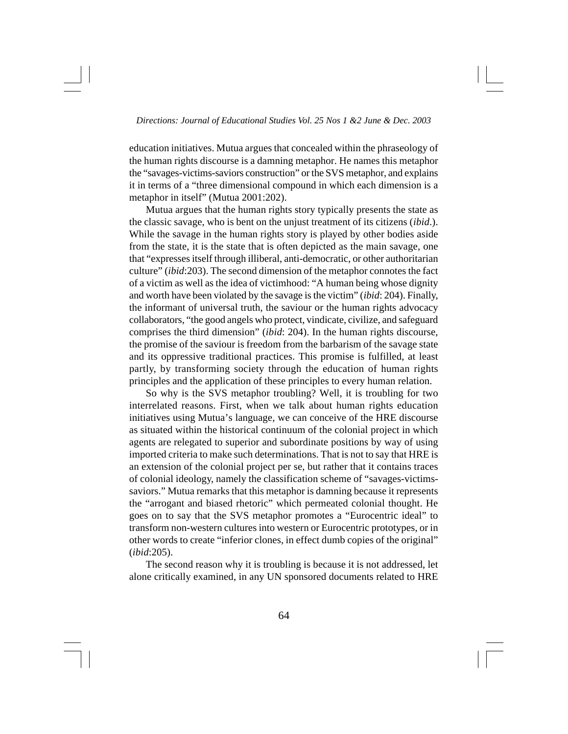education initiatives. Mutua argues that concealed within the phraseology of the human rights discourse is a damning metaphor. He names this metaphor the "savages-victims-saviors construction" or the SVS metaphor, and explains it in terms of a "three dimensional compound in which each dimension is a metaphor in itself" (Mutua 2001:202).

Mutua argues that the human rights story typically presents the state as the classic savage, who is bent on the unjust treatment of its citizens (*ibid*.). While the savage in the human rights story is played by other bodies aside from the state, it is the state that is often depicted as the main savage, one that "expresses itself through illiberal, anti-democratic, or other authoritarian culture" (*ibid*:203). The second dimension of the metaphor connotes the fact of a victim as well as the idea of victimhood: "A human being whose dignity and worth have been violated by the savage is the victim" (*ibid*: 204). Finally, the informant of universal truth, the saviour or the human rights advocacy collaborators, "the good angels who protect, vindicate, civilize, and safeguard comprises the third dimension" (*ibid*: 204). In the human rights discourse, the promise of the saviour is freedom from the barbarism of the savage state and its oppressive traditional practices. This promise is fulfilled, at least partly, by transforming society through the education of human rights principles and the application of these principles to every human relation.

So why is the SVS metaphor troubling? Well, it is troubling for two interrelated reasons. First, when we talk about human rights education initiatives using Mutua's language, we can conceive of the HRE discourse as situated within the historical continuum of the colonial project in which agents are relegated to superior and subordinate positions by way of using imported criteria to make such determinations. That is not to say that HRE is an extension of the colonial project per se, but rather that it contains traces of colonial ideology, namely the classification scheme of "savages-victims-saviors." Mutua remarks that this metaphor is damning because it represents the "arrogant and biased rhetoric" which permeated colonial thought. He goes on to say that the SVS metaphor promotes a "Eurocentric ideal" to transform non-western cultures into western or Eurocentric prototypes, or in other words to create "inferior clones, in effect dumb copies of the original" (*ibid*:205).

The second reason why it is troubling is because it is not addressed, let alone critically examined, in any UN sponsored documents related to HRE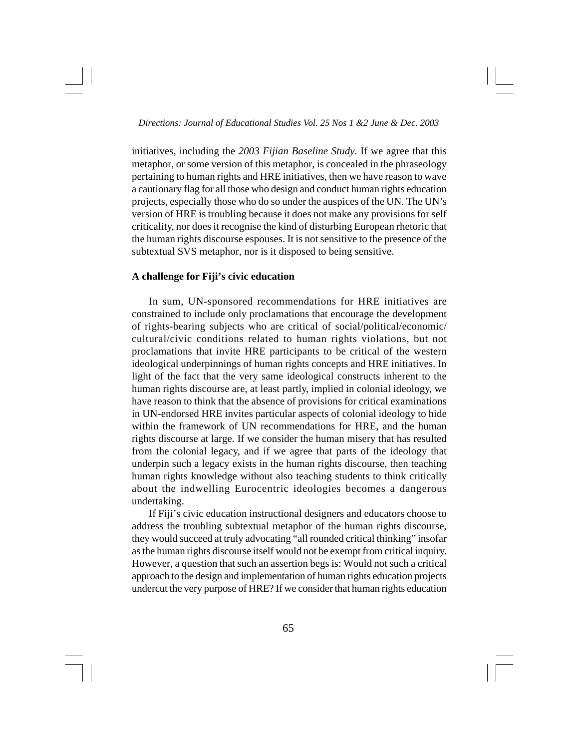initiatives, including the *2003 Fijian Baseline Study*. If we agree that this metaphor, or some version of this metaphor, is concealed in the phraseology pertaining to human rights and HRE initiatives, then we have reason to wave a cautionary flag for all those who design and conduct human rights education projects, especially those who do so under the auspices of the UN. The UN's version of HRE is troubling because it does not make any provisions for self criticality, nor does it recognise the kind of disturbing European rhetoric that the human rights discourse espouses. It is not sensitive to the presence of the subtextual SVS metaphor, nor is it disposed to being sensitive.

**A challenge for Fiji's civic education**

In sum, UN-sponsored recommendations for HRE initiatives are constrained to include only proclamations that encourage the development of rights-bearing subjects who are critical of social/political/economic/cultural/civic conditions related to human rights violations, but not proclamations that invite HRE participants to be critical of the western ideological underpinnings of human rights concepts and HRE initiatives. In light of the fact that the very same ideological constructs inherent to the human rights discourse are, at least partly, implied in colonial ideology, we have reason to think that the absence of provisions for critical examinations in UN-endorsed HRE invites particular aspects of colonial ideology to hide within the framework of UN recommendations for HRE, and the human rights discourse at large. If we consider the human misery that has resulted from the colonial legacy, and if we agree that parts of the ideology that underpin such a legacy exists in the human rights discourse, then teaching human rights knowledge without also teaching students to think critically about the indwelling Eurocentric ideologies becomes a dangerous undertaking.

If Fiji's civic education instructional designers and educators choose to address the troubling subtextual metaphor of the human rights discourse, they would succeed at truly advocating "all rounded critical thinking" insofar as the human rights discourse itself would not be exempt from critical inquiry. However, a question that such an assertion begs is: Would not such a critical approach to the design and implementation of human rights education projects undercut the very purpose of HRE? If we consider that human rights education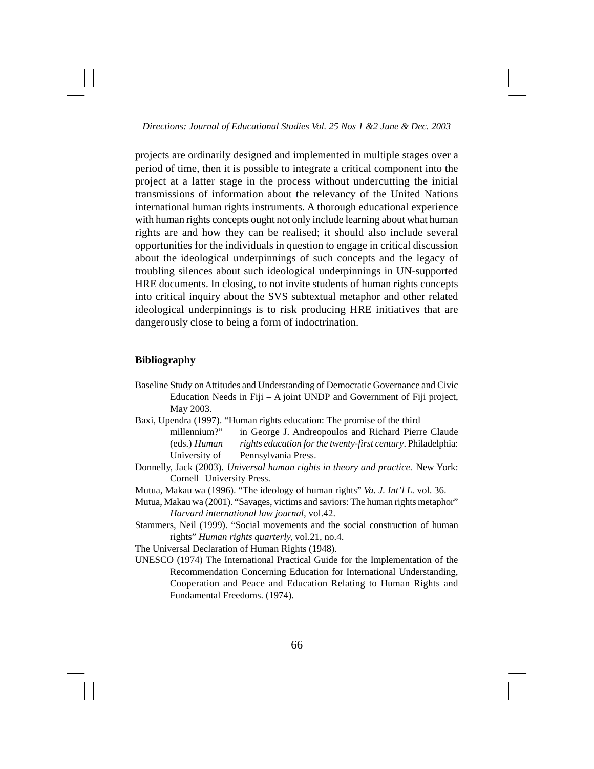projects are ordinarily designed and implemented in multiple stages over a period of time, then it is possible to integrate a critical component into the project at a latter stage in the process without undercutting the initial transmissions of information about the relevancy of the United Nations international human rights instruments. A thorough educational experience with human rights concepts ought not only include learning about what human rights are and how they can be realised; it should also include several opportunities for the individuals in question to engage in critical discussion about the ideological underpinnings of such concepts and the legacy of troubling silences about such ideological underpinnings in UN-supported HRE documents. In closing, to not invite students of human rights concepts into critical inquiry about the SVS subtextual metaphor and other related ideological underpinnings is to risk producing HRE initiatives that are dangerously close to being a form of indoctrination.

## Bibliography

Baseline Study on Attitudes and Understanding of Democratic Governance and Civic Education Needs in Fiji – A joint UNDP and Government of Fiji project, May 2003.

Baxi, Upendra (1997). "Human rights education: The promise of the third millennium?" in George J. Andreopoulos and Richard Pierre Claude (eds.) *Human rights education for the twenty-first century*. Philadelphia: University of Pennsylvania Press.

Donnelly, Jack (2003). *Universal human rights in theory and practice.* New York: Cornell University Press.

Mutua, Makau wa (1996). "The ideology of human rights" *Va. J. Int'l L.* vol. 36.

Mutua, Makau wa (2001). "Savages, victims and saviors: The human rights metaphor" *Harvard international law journal*, vol.42.

Stammers, Neil (1999). "Social movements and the social construction of human rights" *Human rights quarterly,* vol.21, no.4.

The Universal Declaration of Human Rights (1948).

UNESCO (1974) The International Practical Guide for the Implementation of the Recommendation Concerning Education for International Understanding, Cooperation and Peace and Education Relating to Human Rights and Fundamental Freedoms. (1974).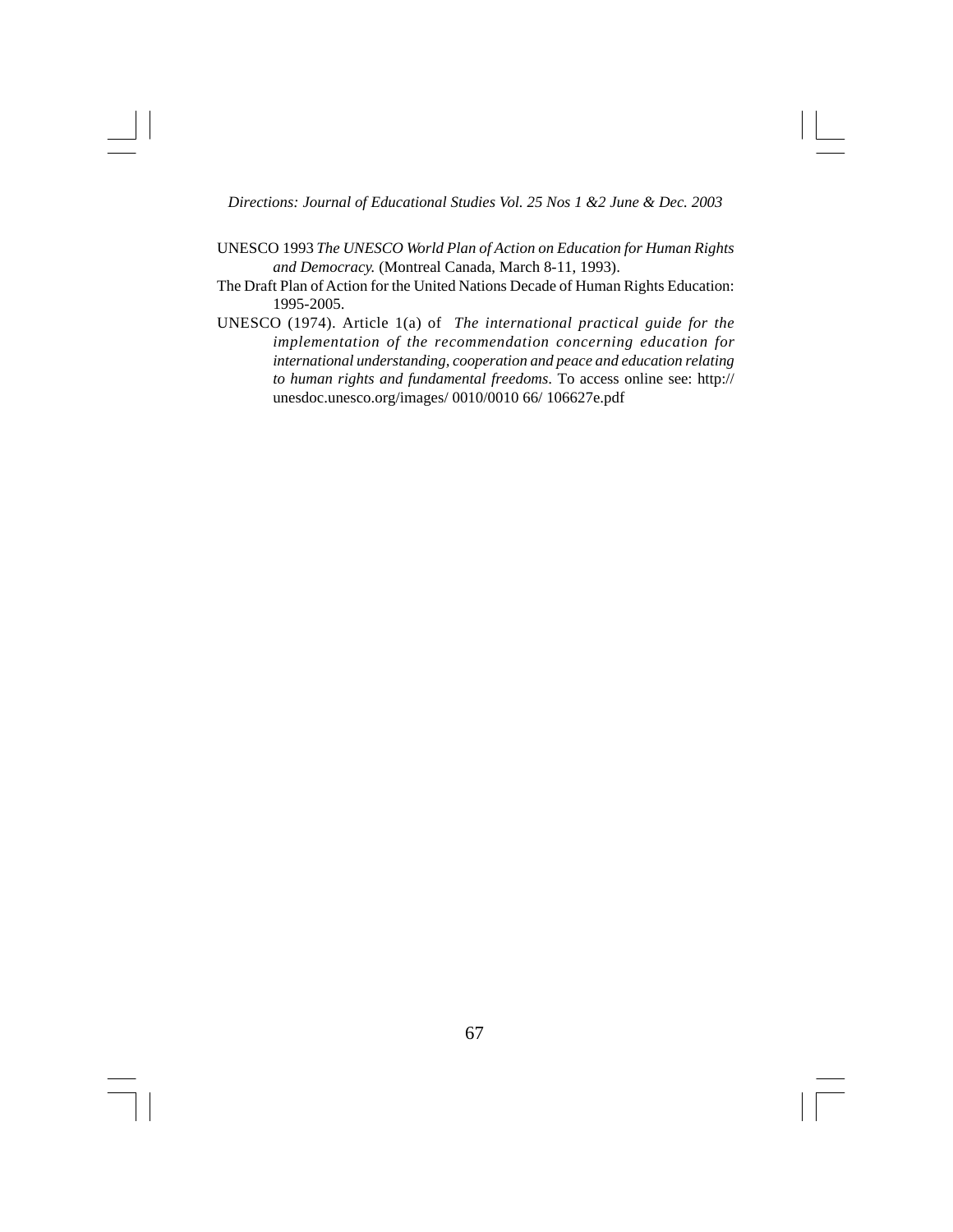UNESCO 1993 *The UNESCO World Plan of Action on Education for Human Rights and Democracy.* (Montreal Canada, March 8-11, 1993).

The Draft Plan of Action for the United Nations Decade of Human Rights Education: 1995-2005.

UNESCO (1974). Article 1(a) of *The international practical guide for the implementation of the recommendation concerning education for international understanding, cooperation and peace and education relating to human rights and fundamental freedoms*. To access online see: http://unesdoc.unesco.org/images/ 0010/0010 66/ 106627e.pdf